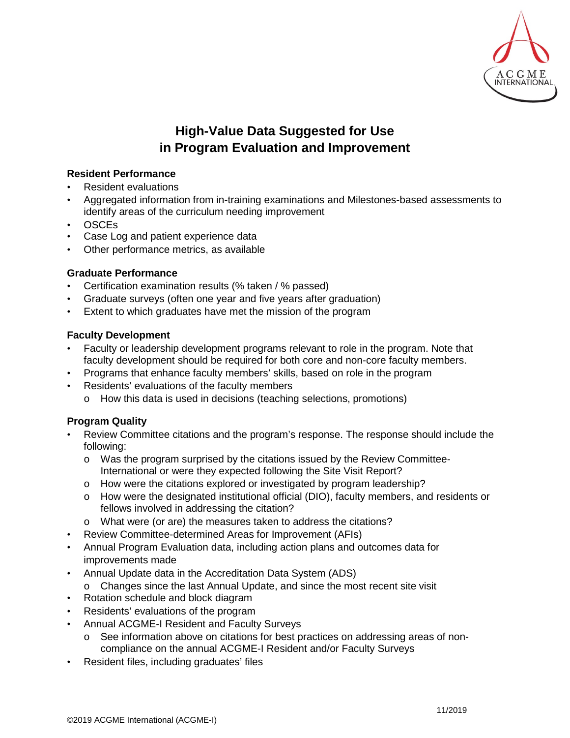# High-Value Data Suggested for Use in Program Evaluation and Improvement

### Resident Performance

- Resident evaluations
- Aggregated information from in-training examinations and Milestones-based assessments to identify areas of the curriculum needing improvement
- OSCEs
- Case Log and patient experience data
- Other performance metrics, as available

### Graduate Performance

- Certification examination results (% taken / % passed)
- Graduate surveys (often one year and five years after graduation)
- Extent to which graduates have met the mission of the program

### Faculty Development

- Faculty or leadership development programs relevant to role in the program. Note that faculty development should be required for both core and non-core faculty members.
- Programs that enhance faculty members' skills, based on role in the program
- Residents' evaluations of the faculty members
  - How this data is used in decisions (teaching selections, promotions)

### Program Quality

- Review Committee citations and the program's response. The response should include the following:
  - Was the program surprised by the citations issued by the Review Committee-International or were they expected following the Site Visit Report?
  - How were the citations explored or investigated by program leadership?
  - How were the designated institutional official (DIO), faculty members, and residents or fellows involved in addressing the citation?
  - What were (or are) the measures taken to address the citations?
- Review Committee-determined Areas for Improvement (AFIs)
- Annual Program Evaluation data, including action plans and outcomes data for improvements made
- Annual Update data in the Accreditation Data System (ADS)
  - Changes since the last Annual Update, and since the most recent site visit
- Rotation schedule and block diagram
- Residents' evaluations of the program
- Annual ACGME-I Resident and Faculty Surveys
  - See information above on citations for best practices on addressing areas of non-compliance on the annual ACGME-I Resident and/or Faculty Surveys
- Resident files, including graduates' files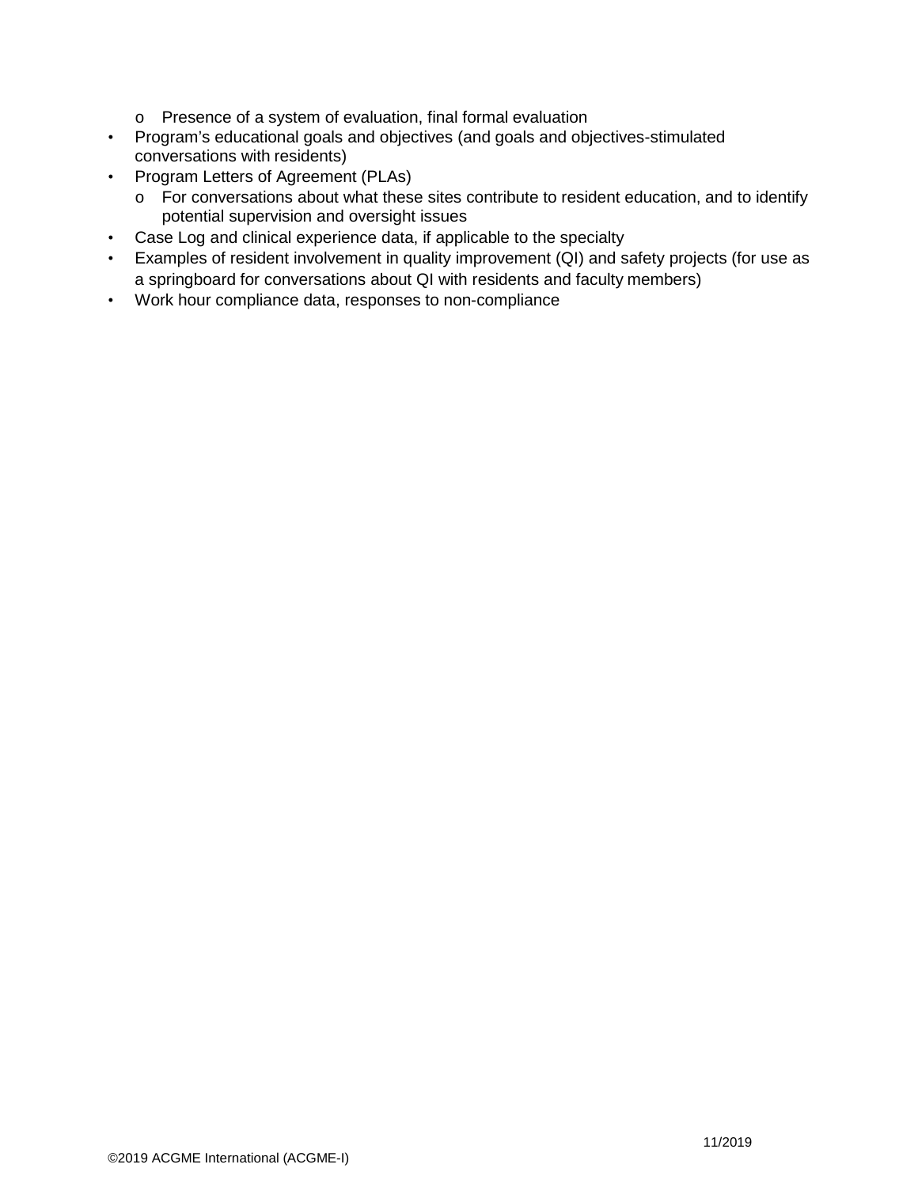- Presence of a system of evaluation, final formal evaluation
- Program's educational goals and objectives (and goals and objectives-stimulated conversations with residents)
- Program Letters of Agreement (PLAs)
    - For conversations about what these sites contribute to resident education, and to identify potential supervision and oversight issues
- Case Log and clinical experience data, if applicable to the specialty
- Examples of resident involvement in quality improvement (QI) and safety projects (for use as a springboard for conversations about QI with residents and faculty members)
- Work hour compliance data, responses to non-compliance